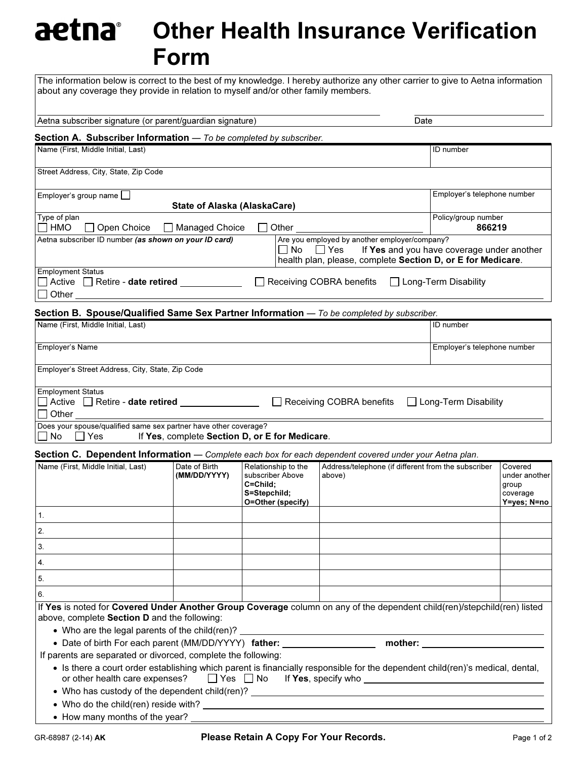# aetna® Other Health Insurance Verification Form

The information below is correct to the best of my knowledge. I hereby authorize any other carrier to give to Aetna information about any coverage they provide in relation to myself and/or other family members.

Aetna subscriber signature (or parent/guardian signature) ______________________ Date ____________

## Section A. Subscriber Information — *To be completed by subscriber.*

| | |
|---|---|
| Name (First, Middle Initial, Last) | ID number |
| Street Address, City, State, Zip Code | |
| Employer's group name ☐ **State of Alaska (AlaskaCare)** | Employer's telephone number |
| Type of plan ☐ HMO ☐ Open Choice ☐ Managed Choice ☐ Other ____________ | Policy/group number **866219** |
| Aetna subscriber ID number ***(as shown on your ID card)*** | Are you employed by another employer/company? ☐ No ☐ Yes If **Yes** and you have coverage under another health plan, please, complete **Section D, or E for Medicare**. |

Employment Status
☐ Active ☐ Retire - **date retired** ____________ ☐ Receiving COBRA benefits ☐ Long-Term Disability
☐ Other ____________

## Section B. Spouse/Qualified Same Sex Partner Information — *To be completed by subscriber.*

| | |
|---|---|
| Name (First, Middle Initial, Last) | ID number |
| Employer's Name | Employer's telephone number |
| Employer's Street Address, City, State, Zip Code | |

Employment Status
☐ Active ☐ Retire - **date retired** ____________ ☐ Receiving COBRA benefits ☐ Long-Term Disability
☐ Other ____________

Does your spouse/qualified same sex partner have other coverage?
☐ No ☐ Yes If **Yes**, complete **Section D, or E for Medicare**.

## Section C. Dependent Information — *Complete each box for each dependent covered under your Aetna plan.*

| Name (First, Middle Initial, Last) | Date of Birth **(MM/DD/YYYY)** | Relationship to the subscriber Above **C=Child; S=Stepchild; O=Other (specify)** | Address/telephone (if different from the subscriber above) | Covered under another group coverage **Y=yes; N=no** |
|---|---|---|---|---|
| 1. | | | | |
| 2. | | | | |
| 3. | | | | |
| 4. | | | | |
| 5. | | | | |
| 6. | | | | |

If **Yes** is noted for **Covered Under Another Group Coverage** column on any of the dependent child(ren)/stepchild(ren) listed above, complete **Section D** and the following:

- Who are the legal parents of the child(ren)? ____________
- Date of birth For each parent (MM/DD/YYYY) **father:** ____________ **mother:** ____________

If parents are separated or divorced, complete the following:

- Is there a court order establishing which parent is financially responsible for the dependent child(ren)'s medical, dental, or other health care expenses? ☐ Yes ☐ No If **Yes**, specify who ____________
- Who has custody of the dependent child(ren)? ____________
- Who do the child(ren) reside with? ____________
- How many months of the year? ____________

GR-68987 (2-14) **AK** **Please Retain A Copy For Your Records.**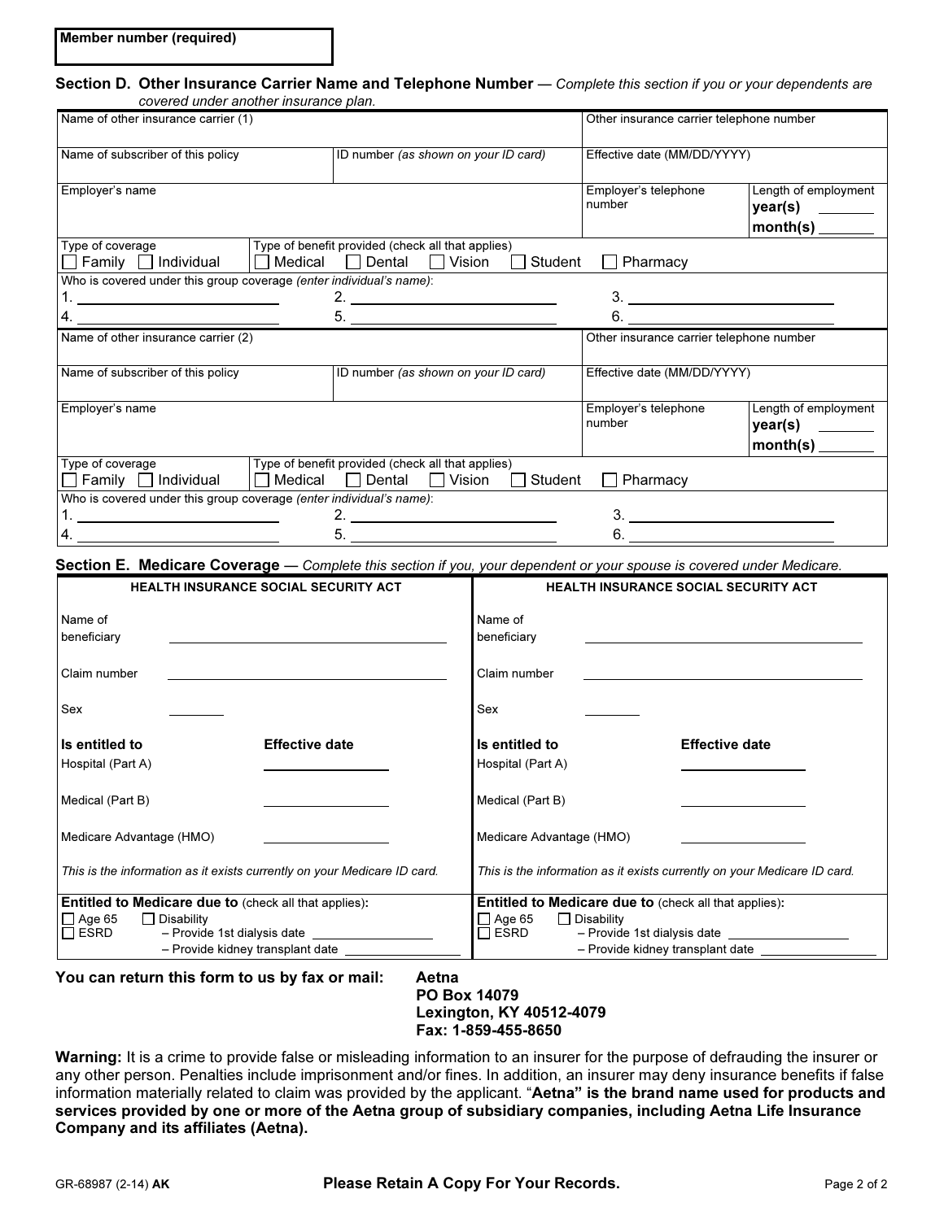| Member number (required) |
|---|
| |

### Section D. Other Insurance Carrier Name and Telephone Number — *Complete this section if you or your dependents are covered under another insurance plan.*

| | | | |
|---|---|---|---|
| Name of other insurance carrier (1) | | Other insurance carrier telephone number | |
| Name of subscriber of this policy | ID number *(as shown on your ID card)* | Effective date (MM/DD/YYYY) | |
| Employer's name | | Employer's telephone number | Length of employment **year(s)** ______ **month(s)** ______ |
| Type of coverage ☐ Family ☐ Individual | Type of benefit provided (check all that applies) ☐ Medical ☐ Dental ☐ Vision ☐ Student ☐ Pharmacy | | |
| Who is covered under this group coverage *(enter individual's name)*: 1. ______ 4. ______ | 2. ______ 5. ______ | 3. ______ 6. ______ | |
| Name of other insurance carrier (2) | | Other insurance carrier telephone number | |
| Name of subscriber of this policy | ID number *(as shown on your ID card)* | Effective date (MM/DD/YYYY) | |
| Employer's name | | Employer's telephone number | Length of employment **year(s)** ______ **month(s)** ______ |
| Type of coverage ☐ Family ☐ Individual | Type of benefit provided (check all that applies) ☐ Medical ☐ Dental ☐ Vision ☐ Student ☐ Pharmacy | | |
| Who is covered under this group coverage *(enter individual's name)*: 1. ______ 4. ______ | 2. ______ 5. ______ | 3. ______ 6. ______ | |

### Section E. Medicare Coverage — *Complete this section if you, your dependent or your spouse is covered under Medicare.*

| HEALTH INSURANCE SOCIAL SECURITY ACT | HEALTH INSURANCE SOCIAL SECURITY ACT |
|---|---|
| Name of beneficiary ______ | Name of beneficiary ______ |
| Claim number ______ | Claim number ______ |
| Sex ______ | Sex ______ |
| **Is entitled to** / **Effective date** | **Is entitled to** / **Effective date** |
| Hospital (Part A) ______ | Hospital (Part A) ______ |
| Medical (Part B) ______ | Medical (Part B) ______ |
| Medicare Advantage (HMO) ______ | Medicare Advantage (HMO) ______ |
| *This is the information as it exists currently on your Medicare ID card.* | *This is the information as it exists currently on your Medicare ID card.* |
| **Entitled to Medicare due to** (check all that applies): ☐ Age 65 ☐ Disability ☐ ESRD – Provide 1st dialysis date ______ – Provide kidney transplant date ______ | **Entitled to Medicare due to** (check all that applies): ☐ Age 65 ☐ Disability ☐ ESRD – Provide 1st dialysis date ______ – Provide kidney transplant date ______ |

**You can return this form to us by fax or mail:**

**Aetna**
**PO Box 14079**
**Lexington, KY 40512-4079**
**Fax: 1-859-455-8650**

**Warning:** It is a crime to provide false or misleading information to an insurer for the purpose of defrauding the insurer or any other person. Penalties include imprisonment and/or fines. In addition, an insurer may deny insurance benefits if false information materially related to claim was provided by the applicant. "**Aetna" is the brand name used for products and services provided by one or more of the Aetna group of subsidiary companies, including Aetna Life Insurance Company and its affiliates (Aetna).**

GR-68987 (2-14) **AK**

**Please Retain A Copy For Your Records.**